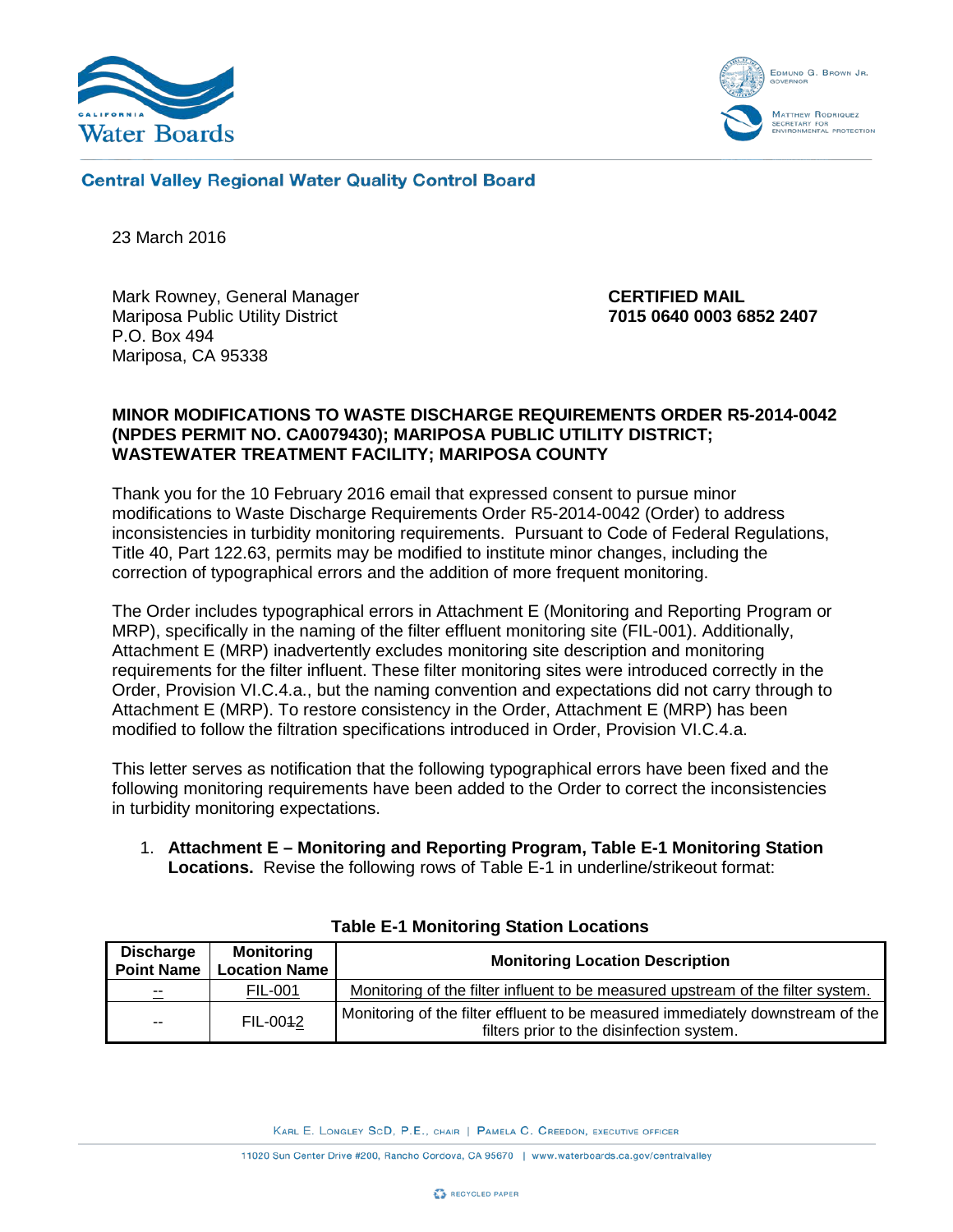**Central Valley Regional Water Quality Control Board**

23 March 2016

Mark Rowney, General Manager
Mariposa Public Utility District
P.O. Box 494
Mariposa, CA 95338

**CERTIFIED MAIL**
**7015 0640 0003 6852 2407**

**MINOR MODIFICATIONS TO WASTE DISCHARGE REQUIREMENTS ORDER R5-2014-0042 (NPDES PERMIT NO. CA0079430); MARIPOSA PUBLIC UTILITY DISTRICT; WASTEWATER TREATMENT FACILITY; MARIPOSA COUNTY**

Thank you for the 10 February 2016 email that expressed consent to pursue minor modifications to Waste Discharge Requirements Order R5-2014-0042 (Order) to address inconsistencies in turbidity monitoring requirements. Pursuant to Code of Federal Regulations, Title 40, Part 122.63, permits may be modified to institute minor changes, including the correction of typographical errors and the addition of more frequent monitoring.

The Order includes typographical errors in Attachment E (Monitoring and Reporting Program or MRP), specifically in the naming of the filter effluent monitoring site (FIL-001). Additionally, Attachment E (MRP) inadvertently excludes monitoring site description and monitoring requirements for the filter influent. These filter monitoring sites were introduced correctly in the Order, Provision VI.C.4.a., but the naming convention and expectations did not carry through to Attachment E (MRP). To restore consistency in the Order, Attachment E (MRP) has been modified to follow the filtration specifications introduced in Order, Provision VI.C.4.a.

This letter serves as notification that the following typographical errors have been fixed and the following monitoring requirements have been added to the Order to correct the inconsistencies in turbidity monitoring expectations.

1. **Attachment E – Monitoring and Reporting Program, Table E-1 Monitoring Station Locations.** Revise the following rows of Table E-1 in underline/strikeout format:

**Table E-1 Monitoring Station Locations**

| Discharge Point Name | Monitoring Location Name | Monitoring Location Description |
|---|---|---|
| <u>--</u> | <u>FIL-001</u> | <u>Monitoring of the filter influent to be measured upstream of the filter system.</u> |
| -- | FIL-00~~1~~<u>2</u> | Monitoring of the filter effluent to be measured immediately downstream of the filters prior to the disinfection system. |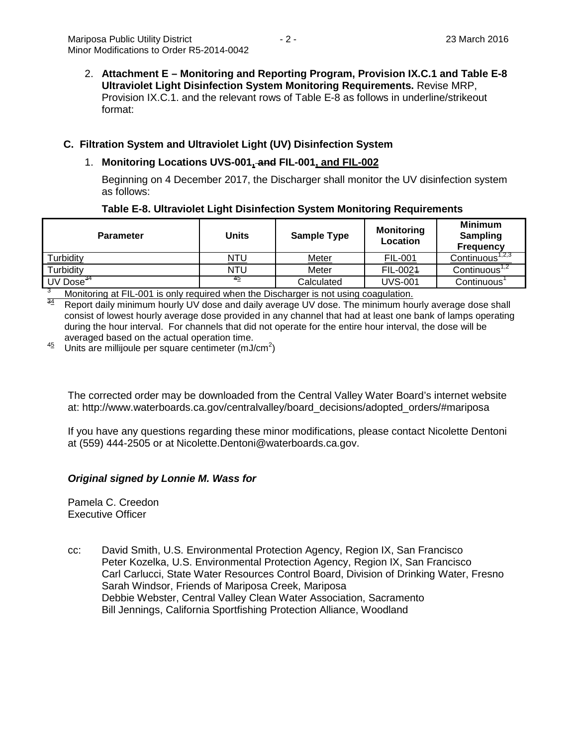2. **Attachment E – Monitoring and Reporting Program, Provision IX.C.1 and Table E-8 Ultraviolet Light Disinfection System Monitoring Requirements.** Revise MRP, Provision IX.C.1. and the relevant rows of Table E-8 as follows in underline/strikeout format:

### C. Filtration System and Ultraviolet Light (UV) Disinfection System

1. **Monitoring Locations UVS-001, ~~and~~ FIL-001, and FIL-002**

   Beginning on 4 December 2017, the Discharger shall monitor the UV disinfection system as follows:

**Table E-8. Ultraviolet Light Disinfection System Monitoring Requirements**

| Parameter | Units | Sample Type | Monitoring Location | Minimum Sampling Frequency |
|---|---|---|---|---|
| Turbidity | NTU | Meter | FIL-001 | Continuous[1,2,3] |
| Turbidity | NTU | Meter | FIL-002~~1~~ | Continuous[1,2] |
| UV Dose[~~3~~4] | [~~4~~5] | Calculated | UVS-001 | Continuous[1] |

[3] Monitoring at FIL-001 is only required when the Discharger is not using coagulation.

[~~3~~4] Report daily minimum hourly UV dose and daily average UV dose. The minimum hourly average dose shall consist of lowest hourly average dose provided in any channel that had at least one bank of lamps operating during the hour interval. For channels that did not operate for the entire hour interval, the dose will be averaged based on the actual operation time.

[~~4~~5] Units are millijoule per square centimeter ($mJ/cm^2$)

The corrected order may be downloaded from the Central Valley Water Board's internet website at: http://www.waterboards.ca.gov/centralvalley/board_decisions/adopted_orders/#mariposa

If you have any questions regarding these minor modifications, please contact Nicolette Dentoni at (559) 444-2505 or at Nicolette.Dentoni@waterboards.ca.gov.

***Original signed by Lonnie M. Wass for***

Pamela C. Creedon
Executive Officer

cc: David Smith, U.S. Environmental Protection Agency, Region IX, San Francisco
Peter Kozelka, U.S. Environmental Protection Agency, Region IX, San Francisco
Carl Carlucci, State Water Resources Control Board, Division of Drinking Water, Fresno
Sarah Windsor, Friends of Mariposa Creek, Mariposa
Debbie Webster, Central Valley Clean Water Association, Sacramento
Bill Jennings, California Sportfishing Protection Alliance, Woodland